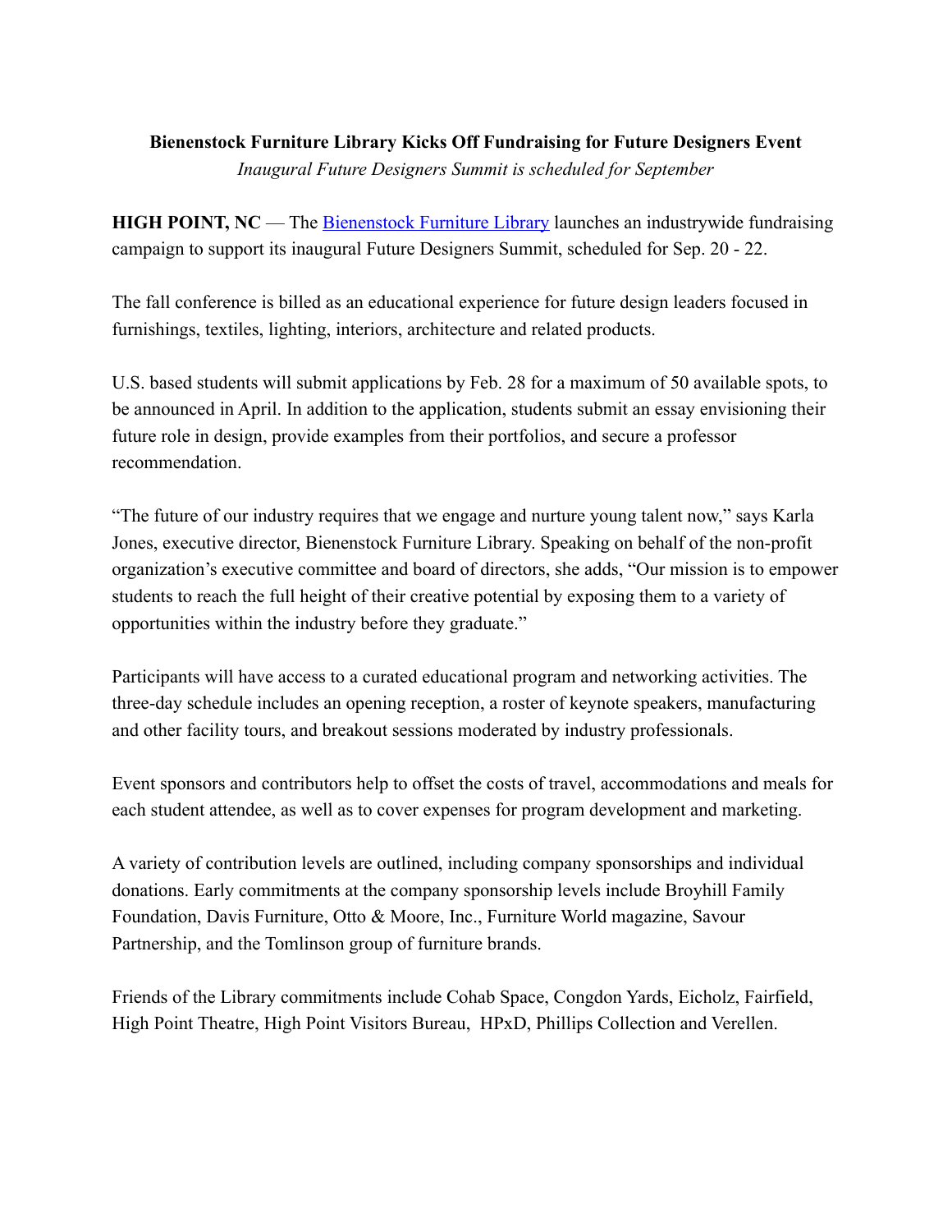**Bienenstock Furniture Library Kicks Off Fundraising for Future Designers Event**

*Inaugural Future Designers Summit is scheduled for September*

**HIGH POINT, NC** — The [Bienenstock Furniture Library] launches an industrywide fundraising campaign to support its inaugural Future Designers Summit, scheduled for Sep. 20 - 22.

The fall conference is billed as an educational experience for future design leaders focused in furnishings, textiles, lighting, interiors, architecture and related products.

U.S. based students will submit applications by Feb. 28 for a maximum of 50 available spots, to be announced in April. In addition to the application, students submit an essay envisioning their future role in design, provide examples from their portfolios, and secure a professor recommendation.

"The future of our industry requires that we engage and nurture young talent now," says Karla Jones, executive director, Bienenstock Furniture Library. Speaking on behalf of the non-profit organization's executive committee and board of directors, she adds, "Our mission is to empower students to reach the full height of their creative potential by exposing them to a variety of opportunities within the industry before they graduate."

Participants will have access to a curated educational program and networking activities. The three-day schedule includes an opening reception, a roster of keynote speakers, manufacturing and other facility tours, and breakout sessions moderated by industry professionals.

Event sponsors and contributors help to offset the costs of travel, accommodations and meals for each student attendee, as well as to cover expenses for program development and marketing.

A variety of contribution levels are outlined, including company sponsorships and individual donations. Early commitments at the company sponsorship levels include Broyhill Family Foundation, Davis Furniture, Otto & Moore, Inc., Furniture World magazine, Savour Partnership, and the Tomlinson group of furniture brands.

Friends of the Library commitments include Cohab Space, Congdon Yards, Eicholz, Fairfield, High Point Theatre, High Point Visitors Bureau, HPxD, Phillips Collection and Verellen.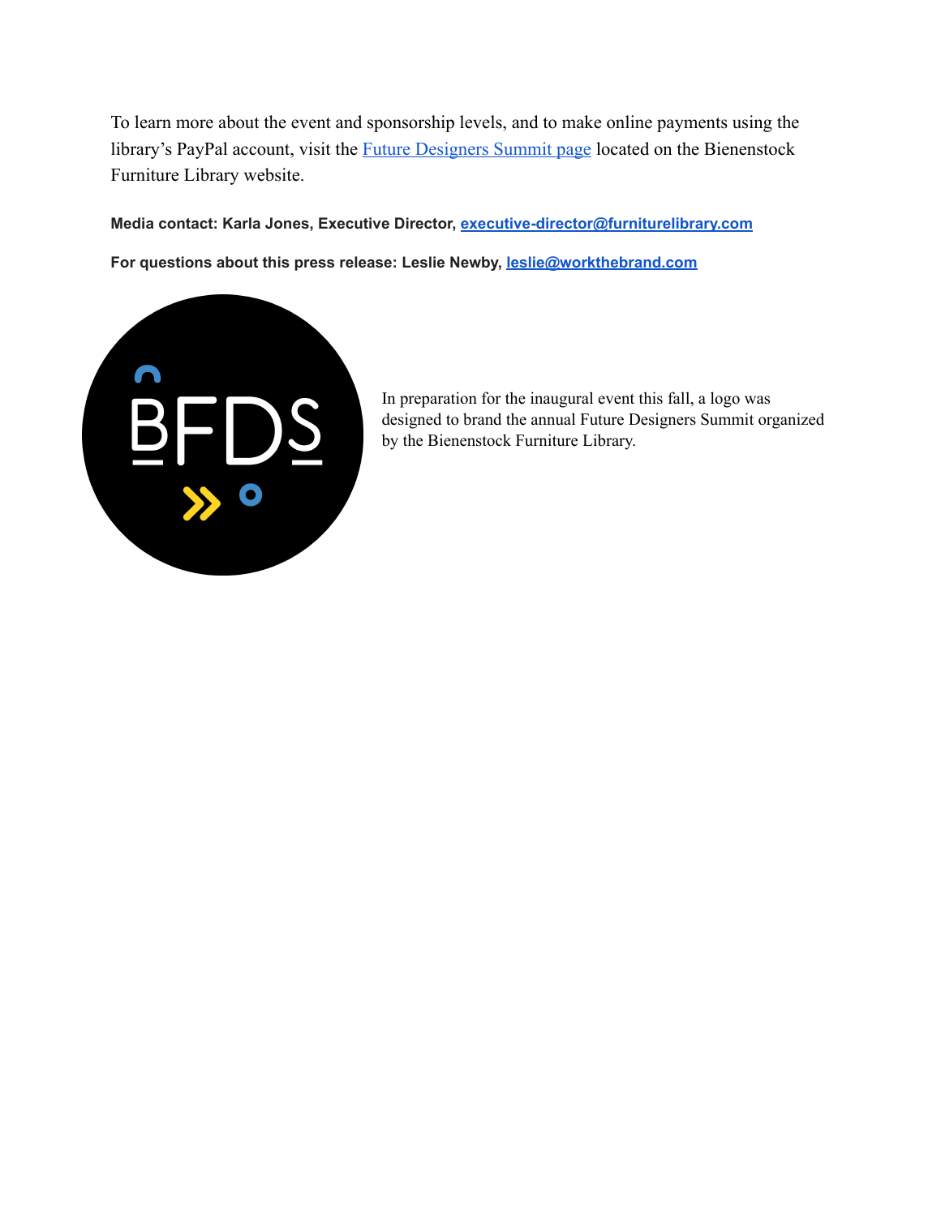To learn more about the event and sponsorship levels, and to make online payments using the library's PayPal account, visit the [Future Designers Summit page](#) located on the Bienenstock Furniture Library website.

**Media contact: Karla Jones, Executive Director, [executive-director@furniturelibrary.com](mailto:executive-director@furniturelibrary.com)**

**For questions about this press release: Leslie Newby, [leslie@workthebrand.com](mailto:leslie@workthebrand.com)**

In preparation for the inaugural event this fall, a logo was designed to brand the annual Future Designers Summit organized by the Bienenstock Furniture Library.